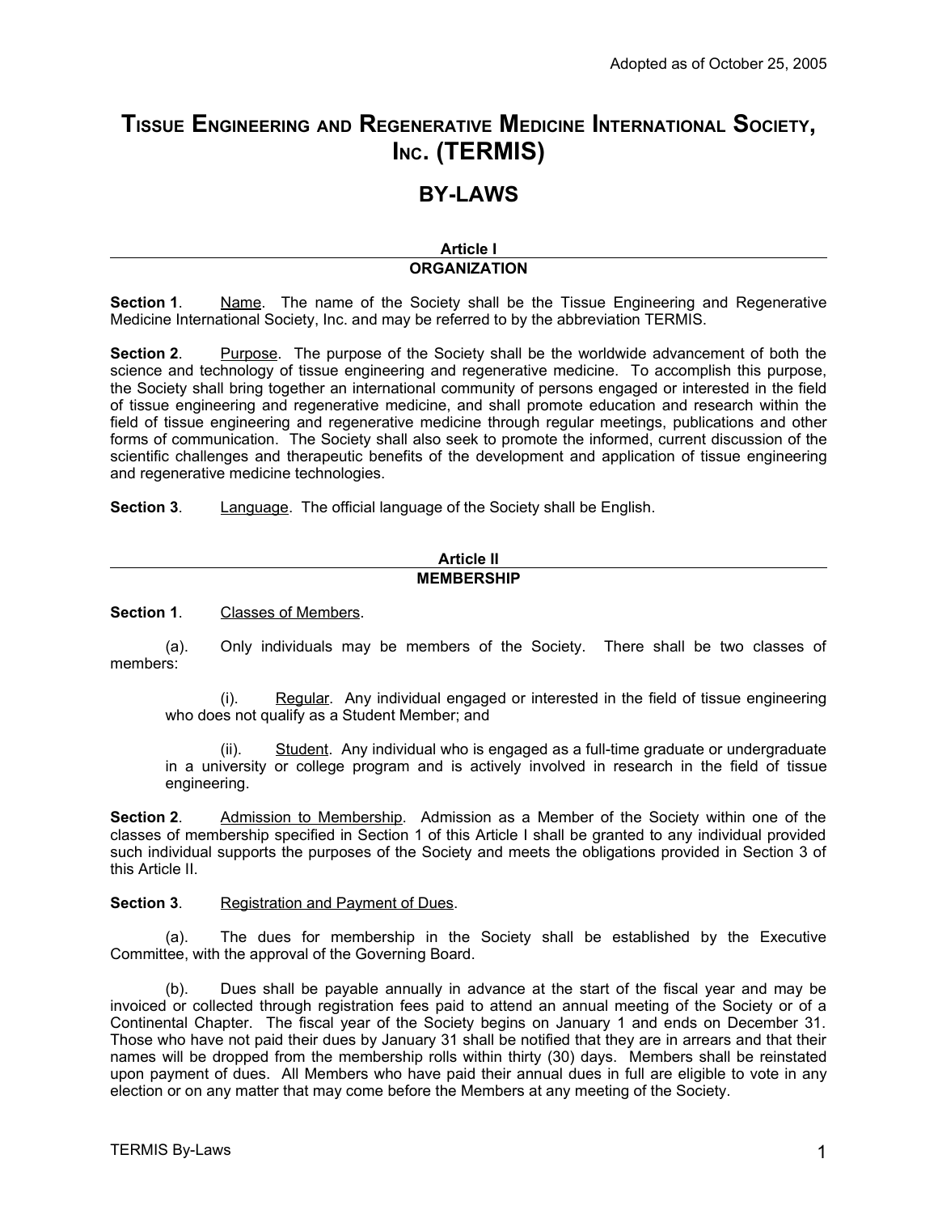Adopted as of October 25, 2005

# Tissue Engineering and Regenerative Medicine International Society, Inc. (TERMIS)

# BY-LAWS

## Article I
## ORGANIZATION

**Section 1**. Name. The name of the Society shall be the Tissue Engineering and Regenerative Medicine International Society, Inc. and may be referred to by the abbreviation TERMIS.

**Section 2**. Purpose. The purpose of the Society shall be the worldwide advancement of both the science and technology of tissue engineering and regenerative medicine. To accomplish this purpose, the Society shall bring together an international community of persons engaged or interested in the field of tissue engineering and regenerative medicine, and shall promote education and research within the field of tissue engineering and regenerative medicine through regular meetings, publications and other forms of communication. The Society shall also seek to promote the informed, current discussion of the scientific challenges and therapeutic benefits of the development and application of tissue engineering and regenerative medicine technologies.

**Section 3**. Language. The official language of the Society shall be English.

## Article II
## MEMBERSHIP

**Section 1**. Classes of Members.

(a). Only individuals may be members of the Society. There shall be two classes of members:

(i). Regular. Any individual engaged or interested in the field of tissue engineering who does not qualify as a Student Member; and

(ii). Student. Any individual who is engaged as a full-time graduate or undergraduate in a university or college program and is actively involved in research in the field of tissue engineering.

**Section 2**. Admission to Membership. Admission as a Member of the Society within one of the classes of membership specified in Section 1 of this Article I shall be granted to any individual provided such individual supports the purposes of the Society and meets the obligations provided in Section 3 of this Article II.

**Section 3**. Registration and Payment of Dues.

(a). The dues for membership in the Society shall be established by the Executive Committee, with the approval of the Governing Board.

(b). Dues shall be payable annually in advance at the start of the fiscal year and may be invoiced or collected through registration fees paid to attend an annual meeting of the Society or of a Continental Chapter. The fiscal year of the Society begins on January 1 and ends on December 31. Those who have not paid their dues by January 31 shall be notified that they are in arrears and that their names will be dropped from the membership rolls within thirty (30) days. Members shall be reinstated upon payment of dues. All Members who have paid their annual dues in full are eligible to vote in any election or on any matter that may come before the Members at any meeting of the Society.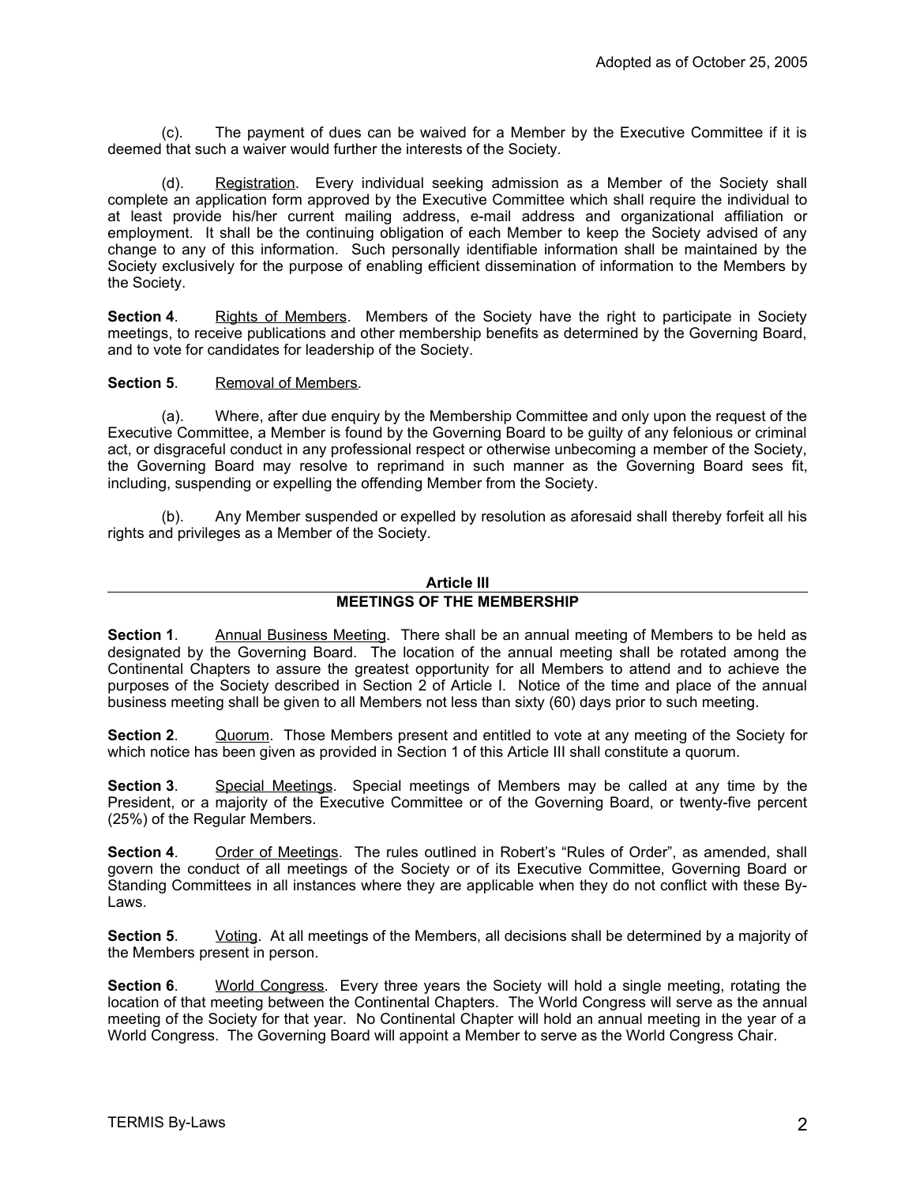(c). The payment of dues can be waived for a Member by the Executive Committee if it is deemed that such a waiver would further the interests of the Society.

(d). Registration. Every individual seeking admission as a Member of the Society shall complete an application form approved by the Executive Committee which shall require the individual to at least provide his/her current mailing address, e-mail address and organizational affiliation or employment. It shall be the continuing obligation of each Member to keep the Society advised of any change to any of this information. Such personally identifiable information shall be maintained by the Society exclusively for the purpose of enabling efficient dissemination of information to the Members by the Society.

**Section 4**. Rights of Members. Members of the Society have the right to participate in Society meetings, to receive publications and other membership benefits as determined by the Governing Board, and to vote for candidates for leadership of the Society.

**Section 5**. Removal of Members.

(a). Where, after due enquiry by the Membership Committee and only upon the request of the Executive Committee, a Member is found by the Governing Board to be guilty of any felonious or criminal act, or disgraceful conduct in any professional respect or otherwise unbecoming a member of the Society, the Governing Board may resolve to reprimand in such manner as the Governing Board sees fit, including, suspending or expelling the offending Member from the Society.

(b). Any Member suspended or expelled by resolution as aforesaid shall thereby forfeit all his rights and privileges as a Member of the Society.

## Article III
## MEETINGS OF THE MEMBERSHIP

**Section 1**. Annual Business Meeting. There shall be an annual meeting of Members to be held as designated by the Governing Board. The location of the annual meeting shall be rotated among the Continental Chapters to assure the greatest opportunity for all Members to attend and to achieve the purposes of the Society described in Section 2 of Article I. Notice of the time and place of the annual business meeting shall be given to all Members not less than sixty (60) days prior to such meeting.

**Section 2**. Quorum. Those Members present and entitled to vote at any meeting of the Society for which notice has been given as provided in Section 1 of this Article III shall constitute a quorum.

**Section 3**. Special Meetings. Special meetings of Members may be called at any time by the President, or a majority of the Executive Committee or of the Governing Board, or twenty-five percent (25%) of the Regular Members.

**Section 4**. Order of Meetings. The rules outlined in Robert's "Rules of Order", as amended, shall govern the conduct of all meetings of the Society or of its Executive Committee, Governing Board or Standing Committees in all instances where they are applicable when they do not conflict with these By-Laws.

**Section 5**. Voting. At all meetings of the Members, all decisions shall be determined by a majority of the Members present in person.

**Section 6**. World Congress. Every three years the Society will hold a single meeting, rotating the location of that meeting between the Continental Chapters. The World Congress will serve as the annual meeting of the Society for that year. No Continental Chapter will hold an annual meeting in the year of a World Congress. The Governing Board will appoint a Member to serve as the World Congress Chair.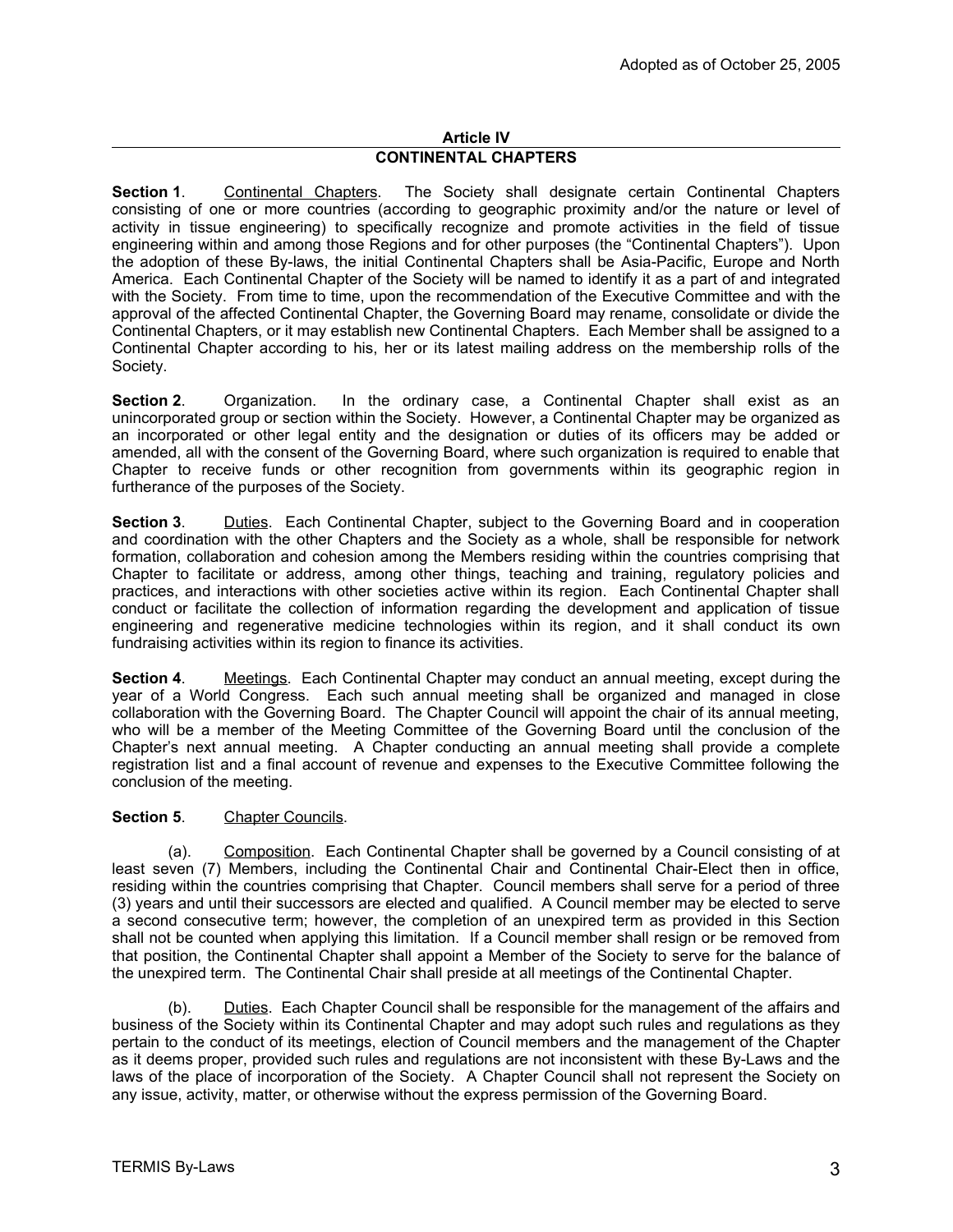## Article IV
## CONTINENTAL CHAPTERS

**Section 1**. Continental Chapters. The Society shall designate certain Continental Chapters consisting of one or more countries (according to geographic proximity and/or the nature or level of activity in tissue engineering) to specifically recognize and promote activities in the field of tissue engineering within and among those Regions and for other purposes (the "Continental Chapters"). Upon the adoption of these By-laws, the initial Continental Chapters shall be Asia-Pacific, Europe and North America. Each Continental Chapter of the Society will be named to identify it as a part of and integrated with the Society. From time to time, upon the recommendation of the Executive Committee and with the approval of the affected Continental Chapter, the Governing Board may rename, consolidate or divide the Continental Chapters, or it may establish new Continental Chapters. Each Member shall be assigned to a Continental Chapter according to his, her or its latest mailing address on the membership rolls of the Society.

**Section 2**. Organization. In the ordinary case, a Continental Chapter shall exist as an unincorporated group or section within the Society. However, a Continental Chapter may be organized as an incorporated or other legal entity and the designation or duties of its officers may be added or amended, all with the consent of the Governing Board, where such organization is required to enable that Chapter to receive funds or other recognition from governments within its geographic region in furtherance of the purposes of the Society.

**Section 3**. Duties. Each Continental Chapter, subject to the Governing Board and in cooperation and coordination with the other Chapters and the Society as a whole, shall be responsible for network formation, collaboration and cohesion among the Members residing within the countries comprising that Chapter to facilitate or address, among other things, teaching and training, regulatory policies and practices, and interactions with other societies active within its region. Each Continental Chapter shall conduct or facilitate the collection of information regarding the development and application of tissue engineering and regenerative medicine technologies within its region, and it shall conduct its own fundraising activities within its region to finance its activities.

**Section 4**. Meetings. Each Continental Chapter may conduct an annual meeting, except during the year of a World Congress. Each such annual meeting shall be organized and managed in close collaboration with the Governing Board. The Chapter Council will appoint the chair of its annual meeting, who will be a member of the Meeting Committee of the Governing Board until the conclusion of the Chapter's next annual meeting. A Chapter conducting an annual meeting shall provide a complete registration list and a final account of revenue and expenses to the Executive Committee following the conclusion of the meeting.

**Section 5**. Chapter Councils.

(a). Composition. Each Continental Chapter shall be governed by a Council consisting of at least seven (7) Members, including the Continental Chair and Continental Chair-Elect then in office, residing within the countries comprising that Chapter. Council members shall serve for a period of three (3) years and until their successors are elected and qualified. A Council member may be elected to serve a second consecutive term; however, the completion of an unexpired term as provided in this Section shall not be counted when applying this limitation. If a Council member shall resign or be removed from that position, the Continental Chapter shall appoint a Member of the Society to serve for the balance of the unexpired term. The Continental Chair shall preside at all meetings of the Continental Chapter.

(b). Duties. Each Chapter Council shall be responsible for the management of the affairs and business of the Society within its Continental Chapter and may adopt such rules and regulations as they pertain to the conduct of its meetings, election of Council members and the management of the Chapter as it deems proper, provided such rules and regulations are not inconsistent with these By-Laws and the laws of the place of incorporation of the Society. A Chapter Council shall not represent the Society on any issue, activity, matter, or otherwise without the express permission of the Governing Board.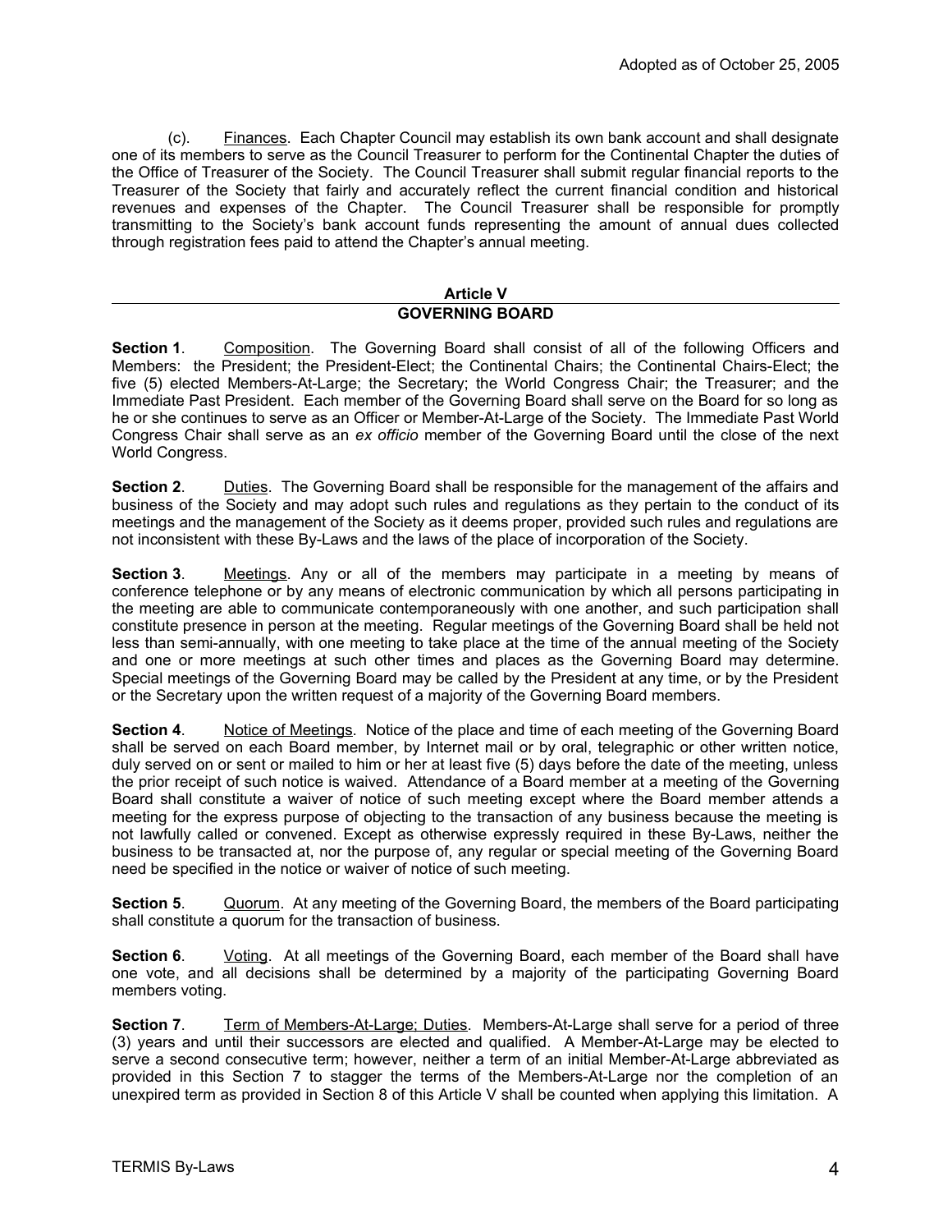(c). Finances. Each Chapter Council may establish its own bank account and shall designate one of its members to serve as the Council Treasurer to perform for the Continental Chapter the duties of the Office of Treasurer of the Society. The Council Treasurer shall submit regular financial reports to the Treasurer of the Society that fairly and accurately reflect the current financial condition and historical revenues and expenses of the Chapter. The Council Treasurer shall be responsible for promptly transmitting to the Society's bank account funds representing the amount of annual dues collected through registration fees paid to attend the Chapter's annual meeting.

## Article V
## GOVERNING BOARD

**Section 1**. Composition. The Governing Board shall consist of all of the following Officers and Members: the President; the President-Elect; the Continental Chairs; the Continental Chairs-Elect; the five (5) elected Members-At-Large; the Secretary; the World Congress Chair; the Treasurer; and the Immediate Past President. Each member of the Governing Board shall serve on the Board for so long as he or she continues to serve as an Officer or Member-At-Large of the Society. The Immediate Past World Congress Chair shall serve as an *ex officio* member of the Governing Board until the close of the next World Congress.

**Section 2**. Duties. The Governing Board shall be responsible for the management of the affairs and business of the Society and may adopt such rules and regulations as they pertain to the conduct of its meetings and the management of the Society as it deems proper, provided such rules and regulations are not inconsistent with these By-Laws and the laws of the place of incorporation of the Society.

**Section 3**. Meetings. Any or all of the members may participate in a meeting by means of conference telephone or by any means of electronic communication by which all persons participating in the meeting are able to communicate contemporaneously with one another, and such participation shall constitute presence in person at the meeting. Regular meetings of the Governing Board shall be held not less than semi-annually, with one meeting to take place at the time of the annual meeting of the Society and one or more meetings at such other times and places as the Governing Board may determine. Special meetings of the Governing Board may be called by the President at any time, or by the President or the Secretary upon the written request of a majority of the Governing Board members.

**Section 4**. Notice of Meetings. Notice of the place and time of each meeting of the Governing Board shall be served on each Board member, by Internet mail or by oral, telegraphic or other written notice, duly served on or sent or mailed to him or her at least five (5) days before the date of the meeting, unless the prior receipt of such notice is waived. Attendance of a Board member at a meeting of the Governing Board shall constitute a waiver of notice of such meeting except where the Board member attends a meeting for the express purpose of objecting to the transaction of any business because the meeting is not lawfully called or convened. Except as otherwise expressly required in these By-Laws, neither the business to be transacted at, nor the purpose of, any regular or special meeting of the Governing Board need be specified in the notice or waiver of notice of such meeting.

**Section 5**. Quorum. At any meeting of the Governing Board, the members of the Board participating shall constitute a quorum for the transaction of business.

**Section 6**. Voting. At all meetings of the Governing Board, each member of the Board shall have one vote, and all decisions shall be determined by a majority of the participating Governing Board members voting.

**Section 7**. Term of Members-At-Large; Duties. Members-At-Large shall serve for a period of three (3) years and until their successors are elected and qualified. A Member-At-Large may be elected to serve a second consecutive term; however, neither a term of an initial Member-At-Large abbreviated as provided in this Section 7 to stagger the terms of the Members-At-Large nor the completion of an unexpired term as provided in Section 8 of this Article V shall be counted when applying this limitation. A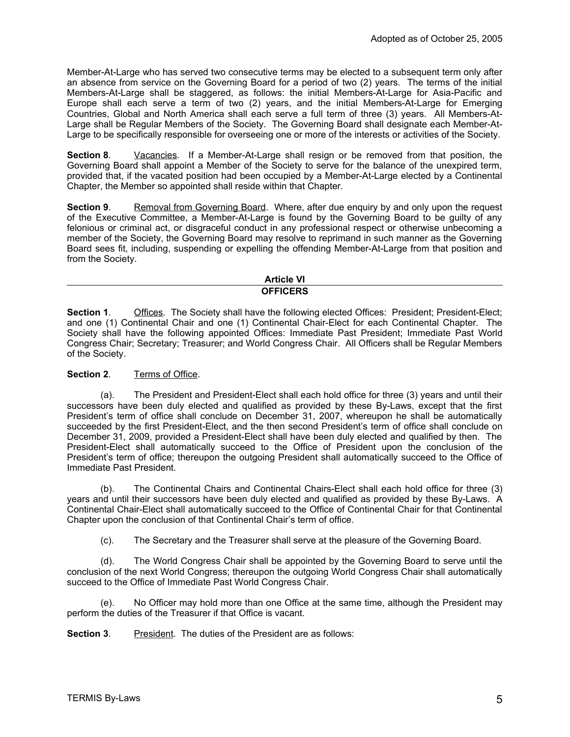Member-At-Large who has served two consecutive terms may be elected to a subsequent term only after an absence from service on the Governing Board for a period of two (2) years. The terms of the initial Members-At-Large shall be staggered, as follows: the initial Members-At-Large for Asia-Pacific and Europe shall each serve a term of two (2) years, and the initial Members-At-Large for Emerging Countries, Global and North America shall each serve a full term of three (3) years. All Members-At-Large shall be Regular Members of the Society. The Governing Board shall designate each Member-At-Large to be specifically responsible for overseeing one or more of the interests or activities of the Society.

**Section 8**. Vacancies. If a Member-At-Large shall resign or be removed from that position, the Governing Board shall appoint a Member of the Society to serve for the balance of the unexpired term, provided that, if the vacated position had been occupied by a Member-At-Large elected by a Continental Chapter, the Member so appointed shall reside within that Chapter.

**Section 9**. Removal from Governing Board. Where, after due enquiry by and only upon the request of the Executive Committee, a Member-At-Large is found by the Governing Board to be guilty of any felonious or criminal act, or disgraceful conduct in any professional respect or otherwise unbecoming a member of the Society, the Governing Board may resolve to reprimand in such manner as the Governing Board sees fit, including, suspending or expelling the offending Member-At-Large from that position and from the Society.

## Article VI
## OFFICERS

**Section 1**. Offices. The Society shall have the following elected Offices: President; President-Elect; and one (1) Continental Chair and one (1) Continental Chair-Elect for each Continental Chapter. The Society shall have the following appointed Offices: Immediate Past President; Immediate Past World Congress Chair; Secretary; Treasurer; and World Congress Chair. All Officers shall be Regular Members of the Society.

**Section 2**. Terms of Office.

(a). The President and President-Elect shall each hold office for three (3) years and until their successors have been duly elected and qualified as provided by these By-Laws, except that the first President's term of office shall conclude on December 31, 2007, whereupon he shall be automatically succeeded by the first President-Elect, and the then second President's term of office shall conclude on December 31, 2009, provided a President-Elect shall have been duly elected and qualified by then. The President-Elect shall automatically succeed to the Office of President upon the conclusion of the President's term of office; thereupon the outgoing President shall automatically succeed to the Office of Immediate Past President.

(b). The Continental Chairs and Continental Chairs-Elect shall each hold office for three (3) years and until their successors have been duly elected and qualified as provided by these By-Laws. A Continental Chair-Elect shall automatically succeed to the Office of Continental Chair for that Continental Chapter upon the conclusion of that Continental Chair's term of office.

(c). The Secretary and the Treasurer shall serve at the pleasure of the Governing Board.

(d). The World Congress Chair shall be appointed by the Governing Board to serve until the conclusion of the next World Congress; thereupon the outgoing World Congress Chair shall automatically succeed to the Office of Immediate Past World Congress Chair.

(e). No Officer may hold more than one Office at the same time, although the President may perform the duties of the Treasurer if that Office is vacant.

**Section 3**. President. The duties of the President are as follows: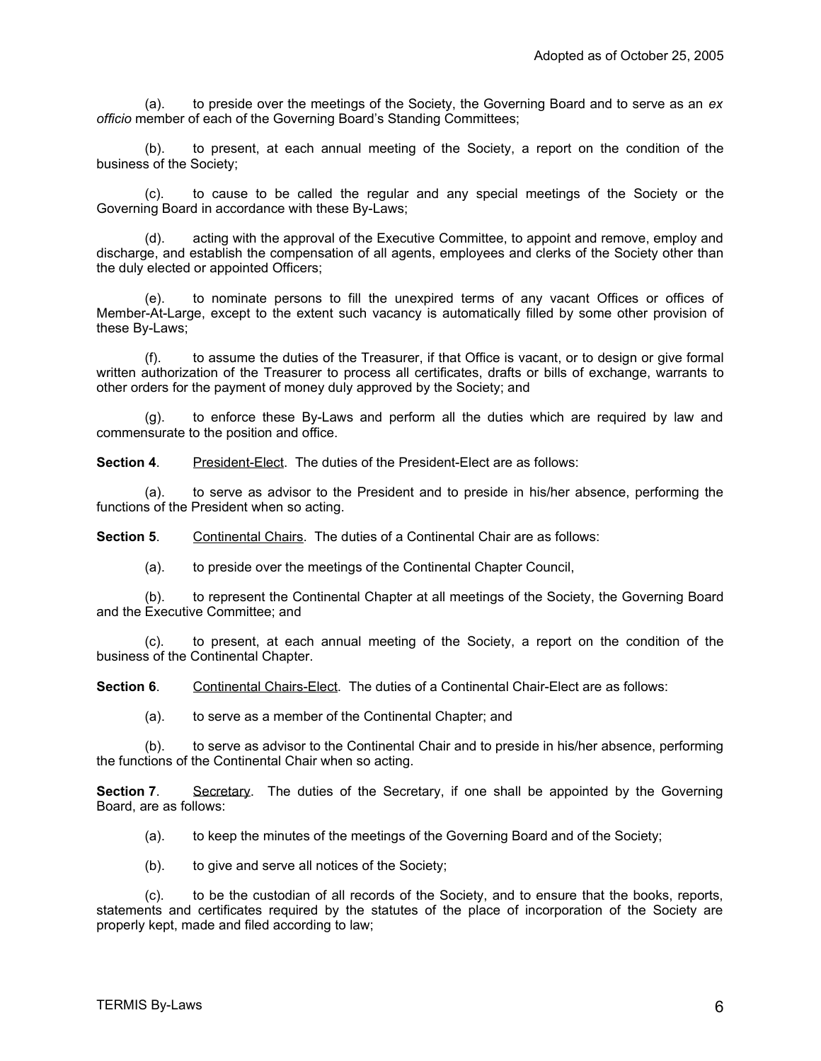(a). to preside over the meetings of the Society, the Governing Board and to serve as an *ex officio* member of each of the Governing Board's Standing Committees;

(b). to present, at each annual meeting of the Society, a report on the condition of the business of the Society;

(c). to cause to be called the regular and any special meetings of the Society or the Governing Board in accordance with these By-Laws;

(d). acting with the approval of the Executive Committee, to appoint and remove, employ and discharge, and establish the compensation of all agents, employees and clerks of the Society other than the duly elected or appointed Officers;

(e). to nominate persons to fill the unexpired terms of any vacant Offices or offices of Member-At-Large, except to the extent such vacancy is automatically filled by some other provision of these By-Laws;

(f). to assume the duties of the Treasurer, if that Office is vacant, or to design or give formal written authorization of the Treasurer to process all certificates, drafts or bills of exchange, warrants to other orders for the payment of money duly approved by the Society; and

(g). to enforce these By-Laws and perform all the duties which are required by law and commensurate to the position and office.

**Section 4**. <u>President-Elect</u>. The duties of the President-Elect are as follows:

(a). to serve as advisor to the President and to preside in his/her absence, performing the functions of the President when so acting.

**Section 5**. <u>Continental Chairs</u>. The duties of a Continental Chair are as follows:

(a). to preside over the meetings of the Continental Chapter Council,

(b). to represent the Continental Chapter at all meetings of the Society, the Governing Board and the Executive Committee; and

(c). to present, at each annual meeting of the Society, a report on the condition of the business of the Continental Chapter.

**Section 6**. <u>Continental Chairs-Elect</u>. The duties of a Continental Chair-Elect are as follows:

(a). to serve as a member of the Continental Chapter; and

(b). to serve as advisor to the Continental Chair and to preside in his/her absence, performing the functions of the Continental Chair when so acting.

**Section 7**. <u>Secretary</u>. The duties of the Secretary, if one shall be appointed by the Governing Board, are as follows:

(a). to keep the minutes of the meetings of the Governing Board and of the Society;

(b). to give and serve all notices of the Society;

(c). to be the custodian of all records of the Society, and to ensure that the books, reports, statements and certificates required by the statutes of the place of incorporation of the Society are properly kept, made and filed according to law;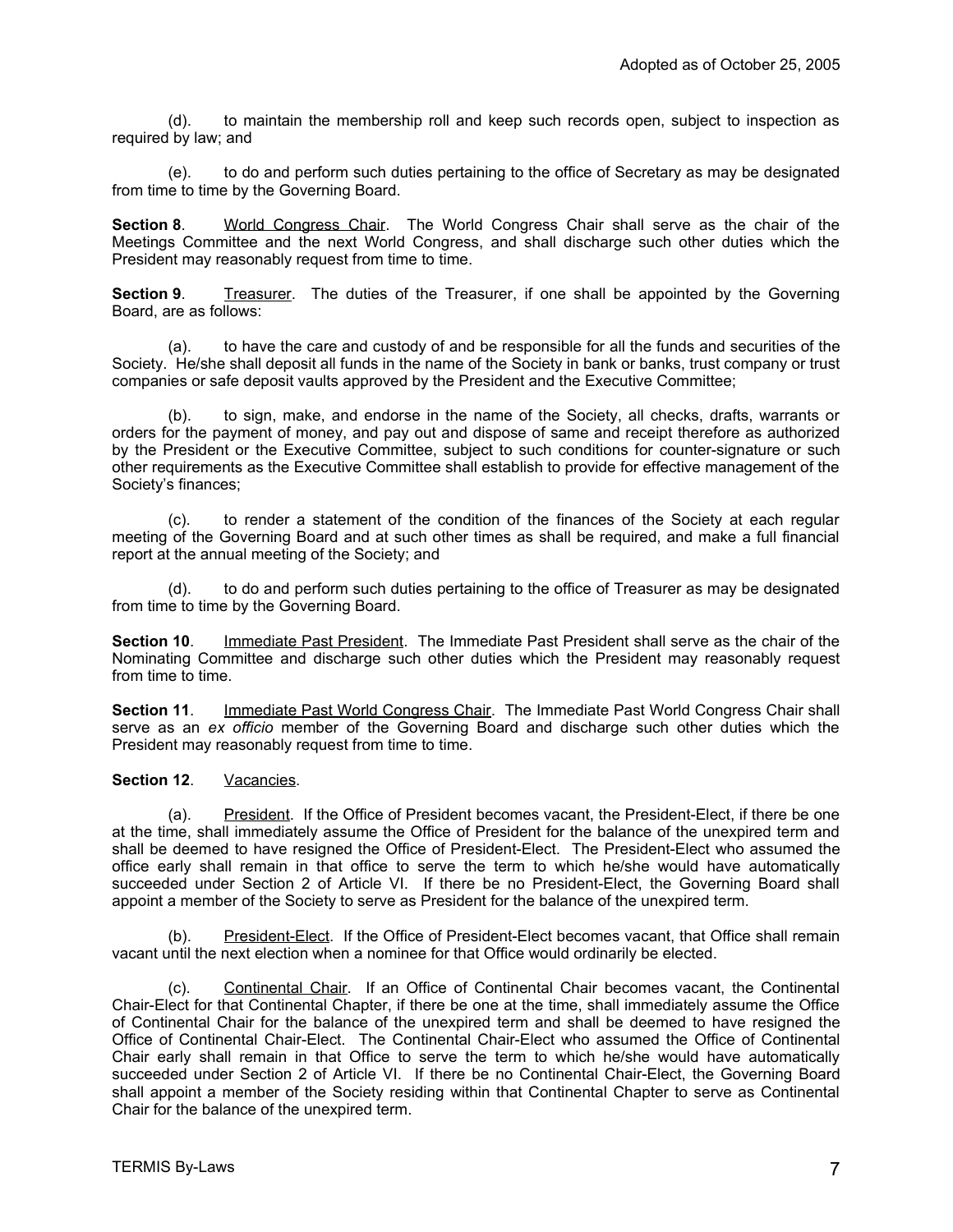(d). to maintain the membership roll and keep such records open, subject to inspection as required by law; and

(e). to do and perform such duties pertaining to the office of Secretary as may be designated from time to time by the Governing Board.

**Section 8**. World Congress Chair. The World Congress Chair shall serve as the chair of the Meetings Committee and the next World Congress, and shall discharge such other duties which the President may reasonably request from time to time.

**Section 9**. Treasurer. The duties of the Treasurer, if one shall be appointed by the Governing Board, are as follows:

(a). to have the care and custody of and be responsible for all the funds and securities of the Society. He/she shall deposit all funds in the name of the Society in bank or banks, trust company or trust companies or safe deposit vaults approved by the President and the Executive Committee;

(b). to sign, make, and endorse in the name of the Society, all checks, drafts, warrants or orders for the payment of money, and pay out and dispose of same and receipt therefore as authorized by the President or the Executive Committee, subject to such conditions for counter-signature or such other requirements as the Executive Committee shall establish to provide for effective management of the Society's finances;

(c). to render a statement of the condition of the finances of the Society at each regular meeting of the Governing Board and at such other times as shall be required, and make a full financial report at the annual meeting of the Society; and

(d). to do and perform such duties pertaining to the office of Treasurer as may be designated from time to time by the Governing Board.

**Section 10**. Immediate Past President. The Immediate Past President shall serve as the chair of the Nominating Committee and discharge such other duties which the President may reasonably request from time to time.

**Section 11**. Immediate Past World Congress Chair. The Immediate Past World Congress Chair shall serve as an *ex officio* member of the Governing Board and discharge such other duties which the President may reasonably request from time to time.

**Section 12**. Vacancies.

(a). President. If the Office of President becomes vacant, the President-Elect, if there be one at the time, shall immediately assume the Office of President for the balance of the unexpired term and shall be deemed to have resigned the Office of President-Elect. The President-Elect who assumed the office early shall remain in that office to serve the term to which he/she would have automatically succeeded under Section 2 of Article VI. If there be no President-Elect, the Governing Board shall appoint a member of the Society to serve as President for the balance of the unexpired term.

(b). President-Elect. If the Office of President-Elect becomes vacant, that Office shall remain vacant until the next election when a nominee for that Office would ordinarily be elected.

(c). Continental Chair. If an Office of Continental Chair becomes vacant, the Continental Chair-Elect for that Continental Chapter, if there be one at the time, shall immediately assume the Office of Continental Chair for the balance of the unexpired term and shall be deemed to have resigned the Office of Continental Chair-Elect. The Continental Chair-Elect who assumed the Office of Continental Chair early shall remain in that Office to serve the term to which he/she would have automatically succeeded under Section 2 of Article VI. If there be no Continental Chair-Elect, the Governing Board shall appoint a member of the Society residing within that Continental Chapter to serve as Continental Chair for the balance of the unexpired term.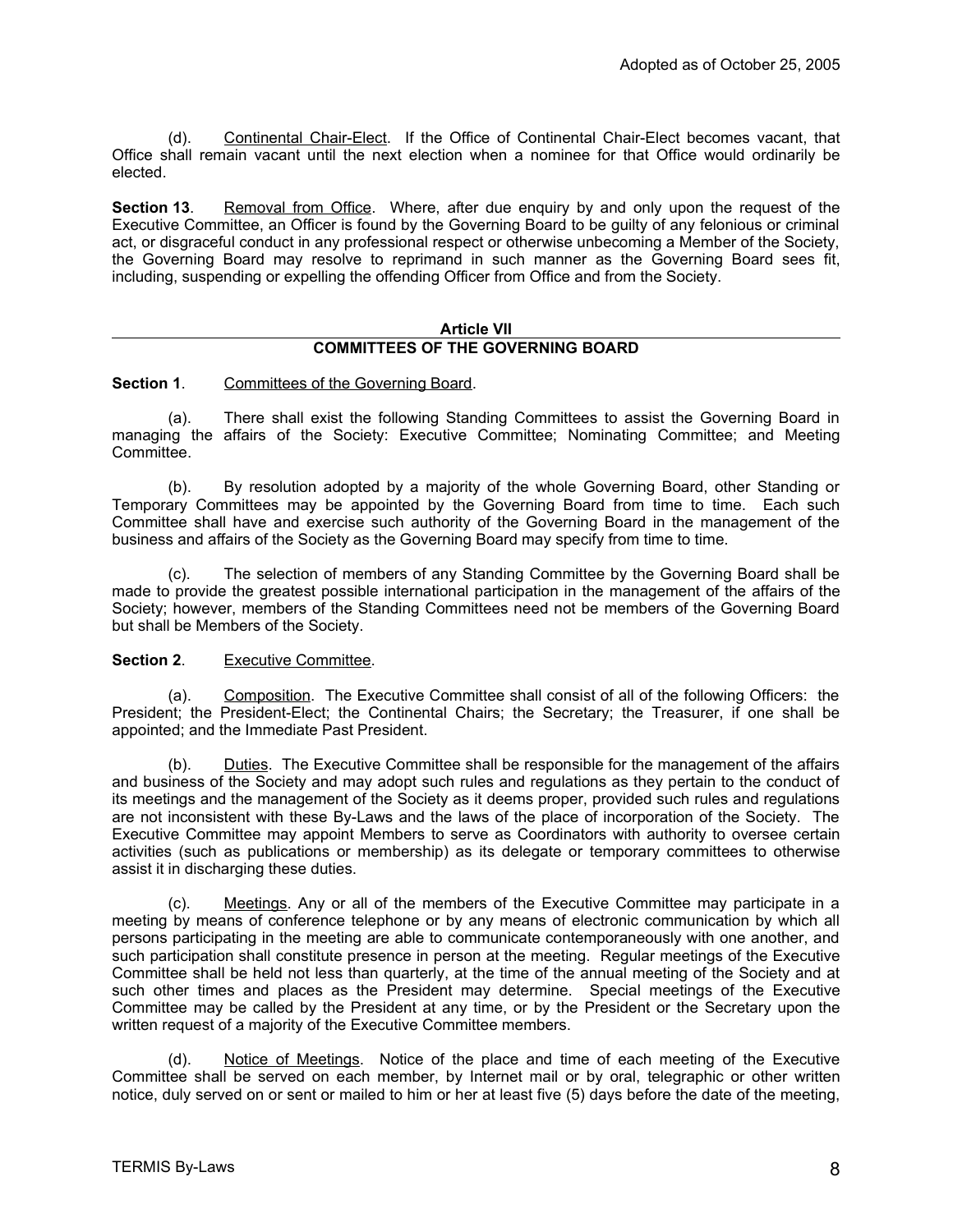(d). Continental Chair-Elect. If the Office of Continental Chair-Elect becomes vacant, that Office shall remain vacant until the next election when a nominee for that Office would ordinarily be elected.

**Section 13**. Removal from Office. Where, after due enquiry by and only upon the request of the Executive Committee, an Officer is found by the Governing Board to be guilty of any felonious or criminal act, or disgraceful conduct in any professional respect or otherwise unbecoming a Member of the Society, the Governing Board may resolve to reprimand in such manner as the Governing Board sees fit, including, suspending or expelling the offending Officer from Office and from the Society.

## Article VII
## COMMITTEES OF THE GOVERNING BOARD

**Section 1**. Committees of the Governing Board.

(a). There shall exist the following Standing Committees to assist the Governing Board in managing the affairs of the Society: Executive Committee; Nominating Committee; and Meeting Committee.

(b). By resolution adopted by a majority of the whole Governing Board, other Standing or Temporary Committees may be appointed by the Governing Board from time to time. Each such Committee shall have and exercise such authority of the Governing Board in the management of the business and affairs of the Society as the Governing Board may specify from time to time.

(c). The selection of members of any Standing Committee by the Governing Board shall be made to provide the greatest possible international participation in the management of the affairs of the Society; however, members of the Standing Committees need not be members of the Governing Board but shall be Members of the Society.

**Section 2**. Executive Committee.

(a). Composition. The Executive Committee shall consist of all of the following Officers: the President; the President-Elect; the Continental Chairs; the Secretary; the Treasurer, if one shall be appointed; and the Immediate Past President.

(b). Duties. The Executive Committee shall be responsible for the management of the affairs and business of the Society and may adopt such rules and regulations as they pertain to the conduct of its meetings and the management of the Society as it deems proper, provided such rules and regulations are not inconsistent with these By-Laws and the laws of the place of incorporation of the Society. The Executive Committee may appoint Members to serve as Coordinators with authority to oversee certain activities (such as publications or membership) as its delegate or temporary committees to otherwise assist it in discharging these duties.

(c). Meetings. Any or all of the members of the Executive Committee may participate in a meeting by means of conference telephone or by any means of electronic communication by which all persons participating in the meeting are able to communicate contemporaneously with one another, and such participation shall constitute presence in person at the meeting. Regular meetings of the Executive Committee shall be held not less than quarterly, at the time of the annual meeting of the Society and at such other times and places as the President may determine. Special meetings of the Executive Committee may be called by the President at any time, or by the President or the Secretary upon the written request of a majority of the Executive Committee members.

(d). Notice of Meetings. Notice of the place and time of each meeting of the Executive Committee shall be served on each member, by Internet mail or by oral, telegraphic or other written notice, duly served on or sent or mailed to him or her at least five (5) days before the date of the meeting,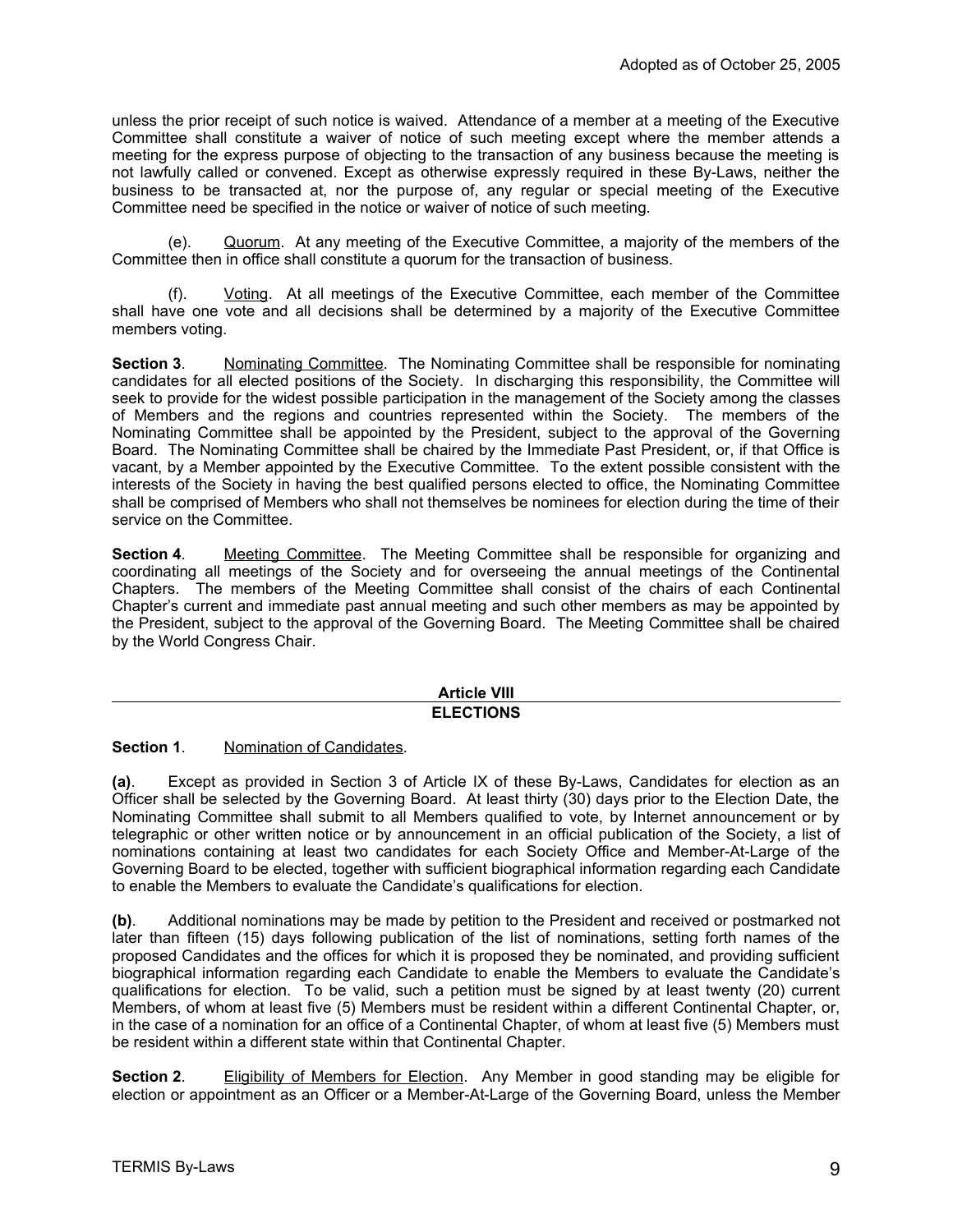unless the prior receipt of such notice is waived. Attendance of a member at a meeting of the Executive Committee shall constitute a waiver of notice of such meeting except where the member attends a meeting for the express purpose of objecting to the transaction of any business because the meeting is not lawfully called or convened. Except as otherwise expressly required in these By-Laws, neither the business to be transacted at, nor the purpose of, any regular or special meeting of the Executive Committee need be specified in the notice or waiver of notice of such meeting.

(e). Quorum. At any meeting of the Executive Committee, a majority of the members of the Committee then in office shall constitute a quorum for the transaction of business.

(f). Voting. At all meetings of the Executive Committee, each member of the Committee shall have one vote and all decisions shall be determined by a majority of the Executive Committee members voting.

**Section 3**. Nominating Committee. The Nominating Committee shall be responsible for nominating candidates for all elected positions of the Society. In discharging this responsibility, the Committee will seek to provide for the widest possible participation in the management of the Society among the classes of Members and the regions and countries represented within the Society. The members of the Nominating Committee shall be appointed by the President, subject to the approval of the Governing Board. The Nominating Committee shall be chaired by the Immediate Past President, or, if that Office is vacant, by a Member appointed by the Executive Committee. To the extent possible consistent with the interests of the Society in having the best qualified persons elected to office, the Nominating Committee shall be comprised of Members who shall not themselves be nominees for election during the time of their service on the Committee.

**Section 4**. Meeting Committee. The Meeting Committee shall be responsible for organizing and coordinating all meetings of the Society and for overseeing the annual meetings of the Continental Chapters. The members of the Meeting Committee shall consist of the chairs of each Continental Chapter's current and immediate past annual meeting and such other members as may be appointed by the President, subject to the approval of the Governing Board. The Meeting Committee shall be chaired by the World Congress Chair.

## Article VIII
## ELECTIONS

**Section 1**. Nomination of Candidates.

**(a)**. Except as provided in Section 3 of Article IX of these By-Laws, Candidates for election as an Officer shall be selected by the Governing Board. At least thirty (30) days prior to the Election Date, the Nominating Committee shall submit to all Members qualified to vote, by Internet announcement or by telegraphic or other written notice or by announcement in an official publication of the Society, a list of nominations containing at least two candidates for each Society Office and Member-At-Large of the Governing Board to be elected, together with sufficient biographical information regarding each Candidate to enable the Members to evaluate the Candidate's qualifications for election.

**(b)**. Additional nominations may be made by petition to the President and received or postmarked not later than fifteen (15) days following publication of the list of nominations, setting forth names of the proposed Candidates and the offices for which it is proposed they be nominated, and providing sufficient biographical information regarding each Candidate to enable the Members to evaluate the Candidate's qualifications for election. To be valid, such a petition must be signed by at least twenty (20) current Members, of whom at least five (5) Members must be resident within a different Continental Chapter, or, in the case of a nomination for an office of a Continental Chapter, of whom at least five (5) Members must be resident within a different state within that Continental Chapter.

**Section 2**. Eligibility of Members for Election. Any Member in good standing may be eligible for election or appointment as an Officer or a Member-At-Large of the Governing Board, unless the Member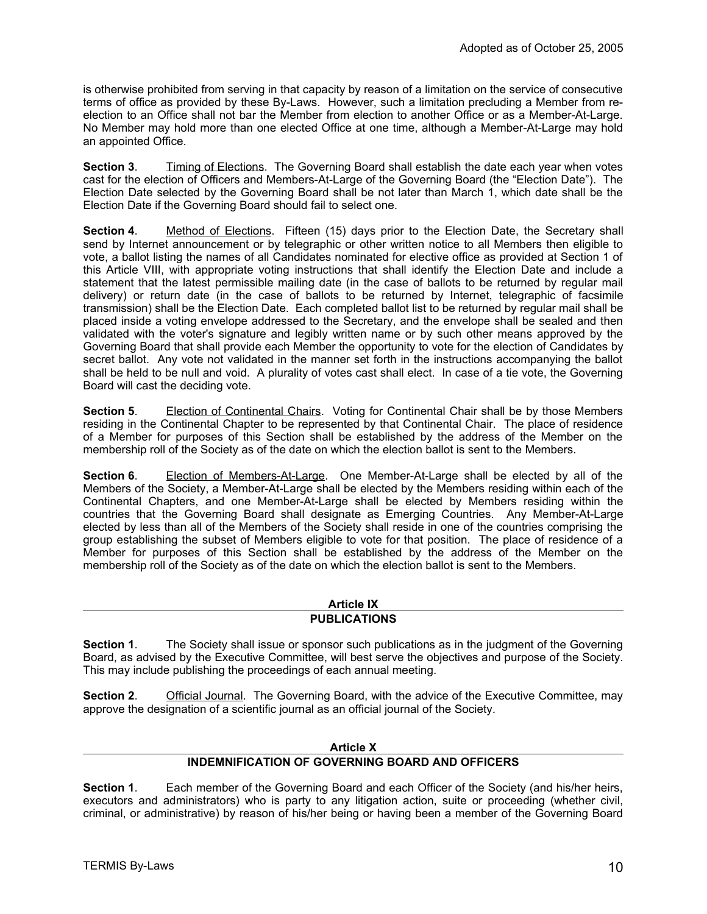is otherwise prohibited from serving in that capacity by reason of a limitation on the service of consecutive terms of office as provided by these By-Laws. However, such a limitation precluding a Member from re-election to an Office shall not bar the Member from election to another Office or as a Member-At-Large. No Member may hold more than one elected Office at one time, although a Member-At-Large may hold an appointed Office.

**Section 3**. Timing of Elections. The Governing Board shall establish the date each year when votes cast for the election of Officers and Members-At-Large of the Governing Board (the "Election Date"). The Election Date selected by the Governing Board shall be not later than March 1, which date shall be the Election Date if the Governing Board should fail to select one.

**Section 4**. Method of Elections. Fifteen (15) days prior to the Election Date, the Secretary shall send by Internet announcement or by telegraphic or other written notice to all Members then eligible to vote, a ballot listing the names of all Candidates nominated for elective office as provided at Section 1 of this Article VIII, with appropriate voting instructions that shall identify the Election Date and include a statement that the latest permissible mailing date (in the case of ballots to be returned by regular mail delivery) or return date (in the case of ballots to be returned by Internet, telegraphic of facsimile transmission) shall be the Election Date. Each completed ballot list to be returned by regular mail shall be placed inside a voting envelope addressed to the Secretary, and the envelope shall be sealed and then validated with the voter's signature and legibly written name or by such other means approved by the Governing Board that shall provide each Member the opportunity to vote for the election of Candidates by secret ballot. Any vote not validated in the manner set forth in the instructions accompanying the ballot shall be held to be null and void. A plurality of votes cast shall elect. In case of a tie vote, the Governing Board will cast the deciding vote.

**Section 5**. Election of Continental Chairs. Voting for Continental Chair shall be by those Members residing in the Continental Chapter to be represented by that Continental Chair. The place of residence of a Member for purposes of this Section shall be established by the address of the Member on the membership roll of the Society as of the date on which the election ballot is sent to the Members.

**Section 6**. Election of Members-At-Large. One Member-At-Large shall be elected by all of the Members of the Society, a Member-At-Large shall be elected by the Members residing within each of the Continental Chapters, and one Member-At-Large shall be elected by Members residing within the countries that the Governing Board shall designate as Emerging Countries. Any Member-At-Large elected by less than all of the Members of the Society shall reside in one of the countries comprising the group establishing the subset of Members eligible to vote for that position. The place of residence of a Member for purposes of this Section shall be established by the address of the Member on the membership roll of the Society as of the date on which the election ballot is sent to the Members.

## Article IX
## PUBLICATIONS

**Section 1**. The Society shall issue or sponsor such publications as in the judgment of the Governing Board, as advised by the Executive Committee, will best serve the objectives and purpose of the Society. This may include publishing the proceedings of each annual meeting.

**Section 2**. Official Journal. The Governing Board, with the advice of the Executive Committee, may approve the designation of a scientific journal as an official journal of the Society.

## Article X
## INDEMNIFICATION OF GOVERNING BOARD AND OFFICERS

**Section 1**. Each member of the Governing Board and each Officer of the Society (and his/her heirs, executors and administrators) who is party to any litigation action, suite or proceeding (whether civil, criminal, or administrative) by reason of his/her being or having been a member of the Governing Board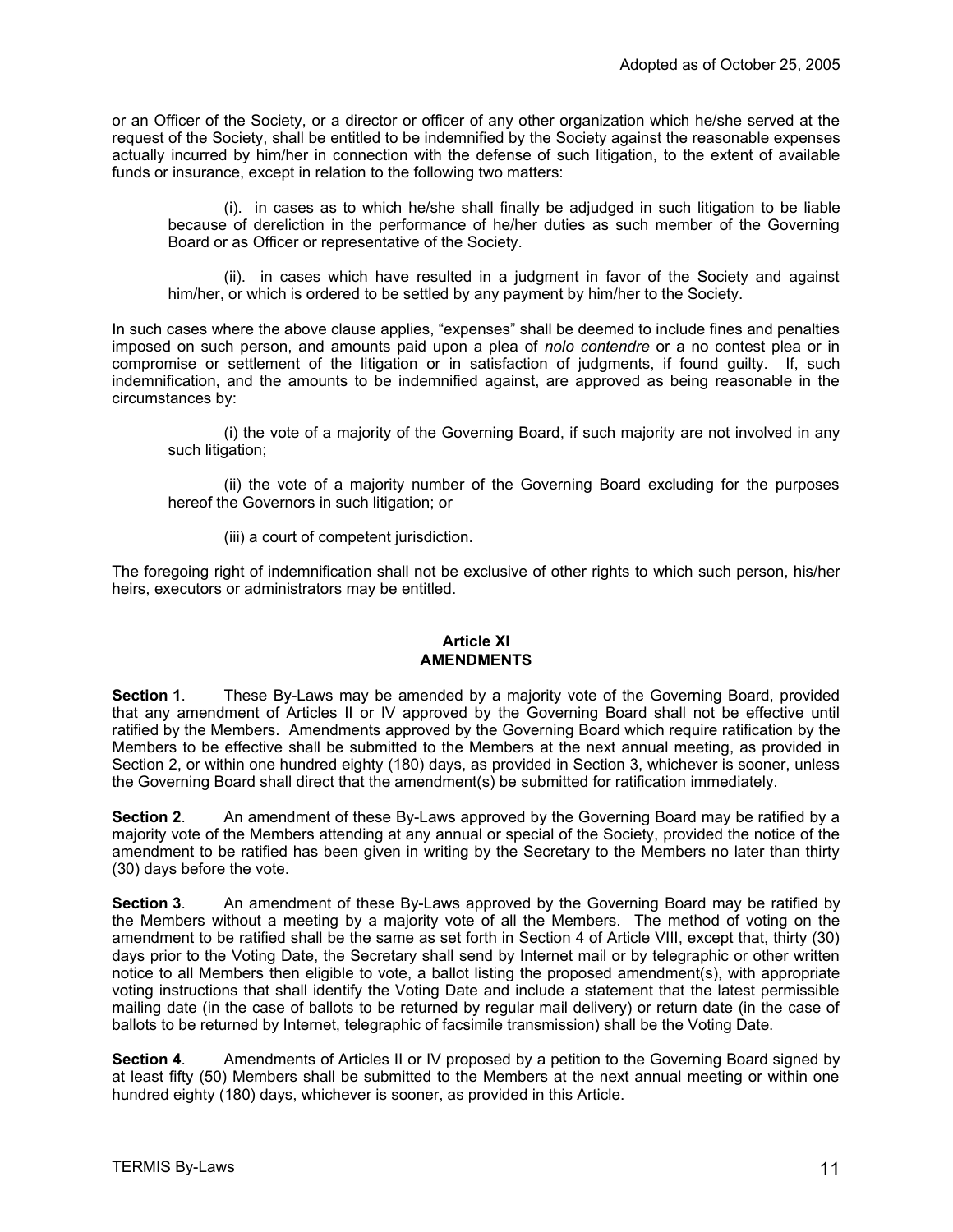or an Officer of the Society, or a director or officer of any other organization which he/she served at the request of the Society, shall be entitled to be indemnified by the Society against the reasonable expenses actually incurred by him/her in connection with the defense of such litigation, to the extent of available funds or insurance, except in relation to the following two matters:

(i). in cases as to which he/she shall finally be adjudged in such litigation to be liable because of dereliction in the performance of he/her duties as such member of the Governing Board or as Officer or representative of the Society.

(ii). in cases which have resulted in a judgment in favor of the Society and against him/her, or which is ordered to be settled by any payment by him/her to the Society.

In such cases where the above clause applies, "expenses" shall be deemed to include fines and penalties imposed on such person, and amounts paid upon a plea of *nolo contendre* or a no contest plea or in compromise or settlement of the litigation or in satisfaction of judgments, if found guilty. If, such indemnification, and the amounts to be indemnified against, are approved as being reasonable in the circumstances by:

(i) the vote of a majority of the Governing Board, if such majority are not involved in any such litigation;

(ii) the vote of a majority number of the Governing Board excluding for the purposes hereof the Governors in such litigation; or

(iii) a court of competent jurisdiction.

The foregoing right of indemnification shall not be exclusive of other rights to which such person, his/her heirs, executors or administrators may be entitled.

## Article XI
## AMENDMENTS

**Section 1**. These By-Laws may be amended by a majority vote of the Governing Board, provided that any amendment of Articles II or IV approved by the Governing Board shall not be effective until ratified by the Members. Amendments approved by the Governing Board which require ratification by the Members to be effective shall be submitted to the Members at the next annual meeting, as provided in Section 2, or within one hundred eighty (180) days, as provided in Section 3, whichever is sooner, unless the Governing Board shall direct that the amendment(s) be submitted for ratification immediately.

**Section 2**. An amendment of these By-Laws approved by the Governing Board may be ratified by a majority vote of the Members attending at any annual or special of the Society, provided the notice of the amendment to be ratified has been given in writing by the Secretary to the Members no later than thirty (30) days before the vote.

**Section 3**. An amendment of these By-Laws approved by the Governing Board may be ratified by the Members without a meeting by a majority vote of all the Members. The method of voting on the amendment to be ratified shall be the same as set forth in Section 4 of Article VIII, except that, thirty (30) days prior to the Voting Date, the Secretary shall send by Internet mail or by telegraphic or other written notice to all Members then eligible to vote, a ballot listing the proposed amendment(s), with appropriate voting instructions that shall identify the Voting Date and include a statement that the latest permissible mailing date (in the case of ballots to be returned by regular mail delivery) or return date (in the case of ballots to be returned by Internet, telegraphic of facsimile transmission) shall be the Voting Date.

**Section 4**. Amendments of Articles II or IV proposed by a petition to the Governing Board signed by at least fifty (50) Members shall be submitted to the Members at the next annual meeting or within one hundred eighty (180) days, whichever is sooner, as provided in this Article.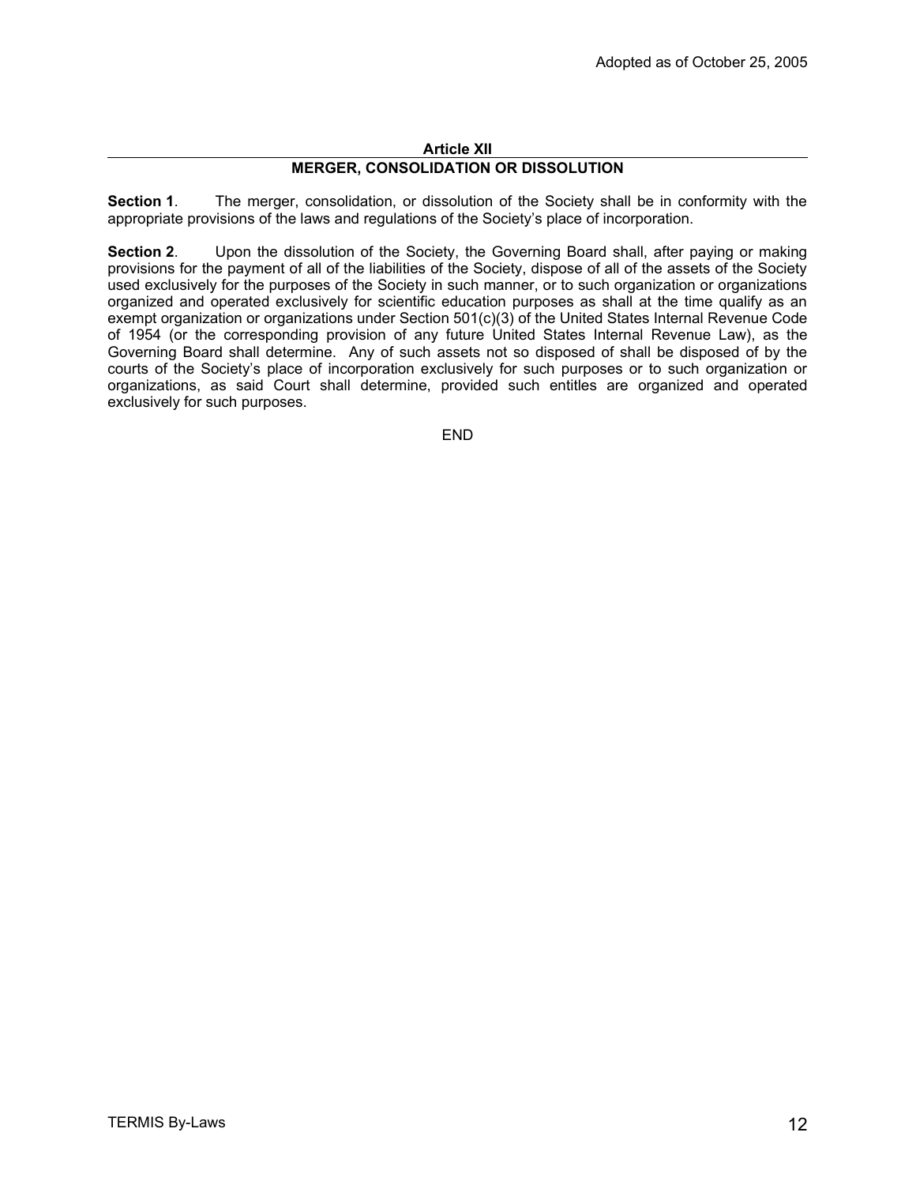## Article XII
## MERGER, CONSOLIDATION OR DISSOLUTION

**Section 1**. The merger, consolidation, or dissolution of the Society shall be in conformity with the appropriate provisions of the laws and regulations of the Society's place of incorporation.

**Section 2**. Upon the dissolution of the Society, the Governing Board shall, after paying or making provisions for the payment of all of the liabilities of the Society, dispose of all of the assets of the Society used exclusively for the purposes of the Society in such manner, or to such organization or organizations organized and operated exclusively for scientific education purposes as shall at the time qualify as an exempt organization or organizations under Section 501(c)(3) of the United States Internal Revenue Code of 1954 (or the corresponding provision of any future United States Internal Revenue Law), as the Governing Board shall determine. Any of such assets not so disposed of shall be disposed of by the courts of the Society's place of incorporation exclusively for such purposes or to such organization or organizations, as said Court shall determine, provided such entitles are organized and operated exclusively for such purposes.

END